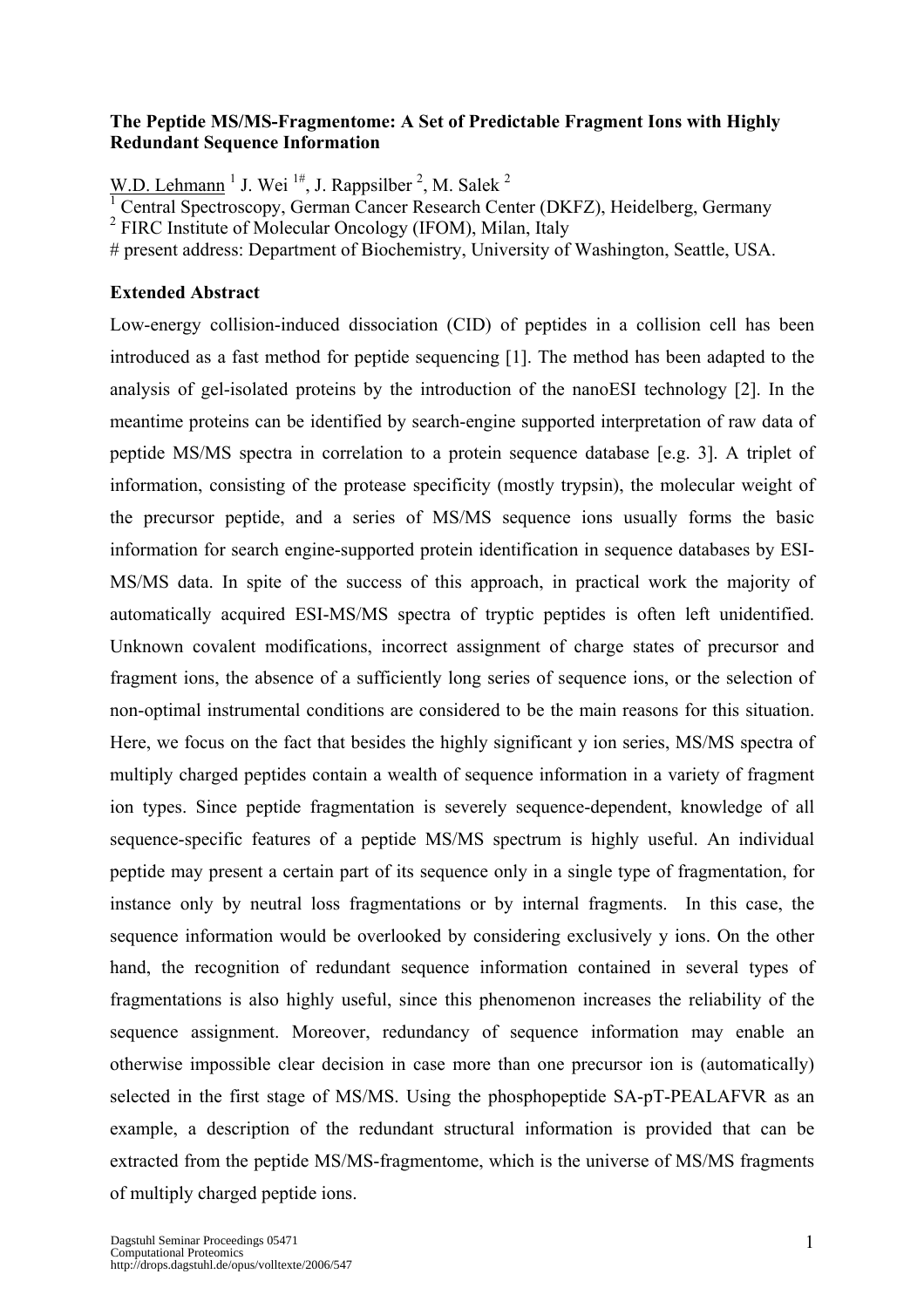**The Peptide MS/MS-Fragmentome: A Set of Predictable Fragment Ions with Highly Redundant Sequence Information**

W.D. Lehmann [1] J. Wei [1#], J. Rappsilber [2], M. Salek [2]

[1] Central Spectroscopy, German Cancer Research Center (DKFZ), Heidelberg, Germany

[2] FIRC Institute of Molecular Oncology (IFOM), Milan, Italy

# present address: Department of Biochemistry, University of Washington, Seattle, USA.

**Extended Abstract**

Low-energy collision-induced dissociation (CID) of peptides in a collision cell has been introduced as a fast method for peptide sequencing [1]. The method has been adapted to the analysis of gel-isolated proteins by the introduction of the nanoESI technology [2]. In the meantime proteins can be identified by search-engine supported interpretation of raw data of peptide MS/MS spectra in correlation to a protein sequence database [e.g. 3]. A triplet of information, consisting of the protease specificity (mostly trypsin), the molecular weight of the precursor peptide, and a series of MS/MS sequence ions usually forms the basic information for search engine-supported protein identification in sequence databases by ESI-MS/MS data. In spite of the success of this approach, in practical work the majority of automatically acquired ESI-MS/MS spectra of tryptic peptides is often left unidentified. Unknown covalent modifications, incorrect assignment of charge states of precursor and fragment ions, the absence of a sufficiently long series of sequence ions, or the selection of non-optimal instrumental conditions are considered to be the main reasons for this situation. Here, we focus on the fact that besides the highly significant y ion series, MS/MS spectra of multiply charged peptides contain a wealth of sequence information in a variety of fragment ion types. Since peptide fragmentation is severely sequence-dependent, knowledge of all sequence-specific features of a peptide MS/MS spectrum is highly useful. An individual peptide may present a certain part of its sequence only in a single type of fragmentation, for instance only by neutral loss fragmentations or by internal fragments. In this case, the sequence information would be overlooked by considering exclusively y ions. On the other hand, the recognition of redundant sequence information contained in several types of fragmentations is also highly useful, since this phenomenon increases the reliability of the sequence assignment. Moreover, redundancy of sequence information may enable an otherwise impossible clear decision in case more than one precursor ion is (automatically) selected in the first stage of MS/MS. Using the phosphopeptide SA-pT-PEALAFVR as an example, a description of the redundant structural information is provided that can be extracted from the peptide MS/MS-fragmentome, which is the universe of MS/MS fragments of multiply charged peptide ions.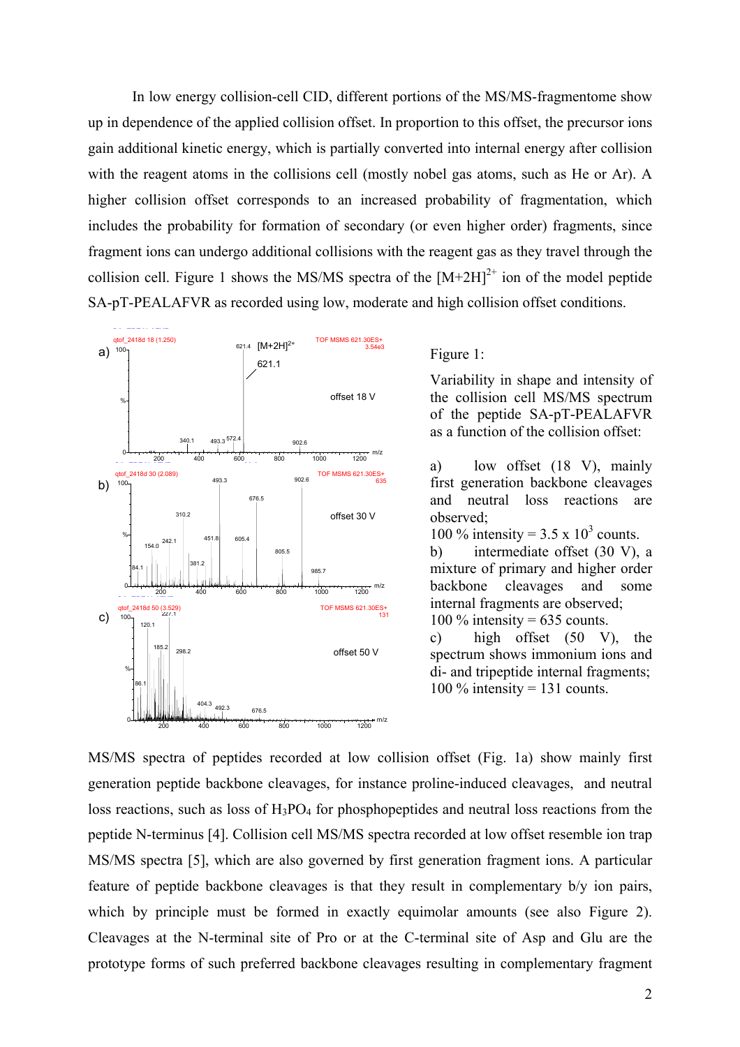In low energy collision-cell CID, different portions of the MS/MS-fragmentome show up in dependence of the applied collision offset. In proportion to this offset, the precursor ions gain additional kinetic energy, which is partially converted into internal energy after collision with the reagent atoms in the collisions cell (mostly nobel gas atoms, such as He or Ar). A higher collision offset corresponds to an increased probability of fragmentation, which includes the probability for formation of secondary (or even higher order) fragments, since fragment ions can undergo additional collisions with the reagent gas as they travel through the collision cell. Figure 1 shows the MS/MS spectra of the $[M+2H]^{2+}$ ion of the model peptide SA-pT-PEALAFVR as recorded using low, moderate and high collision offset conditions.

Figure 1:

Variability in shape and intensity of the collision cell MS/MS spectrum of the peptide SA-pT-PEALAFVR as a function of the collision offset:

a) low offset (18 V), mainly first generation backbone cleavages and neutral loss reactions are observed;
100 % intensity = 3.5 x $10^3$ counts.

b) intermediate offset (30 V), a mixture of primary and higher order backbone cleavages and some internal fragments are observed;
100 % intensity = 635 counts.

c) high offset (50 V), the spectrum shows immonium ions and di- and tripeptide internal fragments;
100 % intensity = 131 counts.

MS/MS spectra of peptides recorded at low collision offset (Fig. 1a) show mainly first generation peptide backbone cleavages, for instance proline-induced cleavages, and neutral loss reactions, such as loss of $H_3PO_4$ for phosphopeptides and neutral loss reactions from the peptide N-terminus [4]. Collision cell MS/MS spectra recorded at low offset resemble ion trap MS/MS spectra [5], which are also governed by first generation fragment ions. A particular feature of peptide backbone cleavages is that they result in complementary b/y ion pairs, which by principle must be formed in exactly equimolar amounts (see also Figure 2). Cleavages at the N-terminal site of Pro or at the C-terminal site of Asp and Glu are the prototype forms of such preferred backbone cleavages resulting in complementary fragment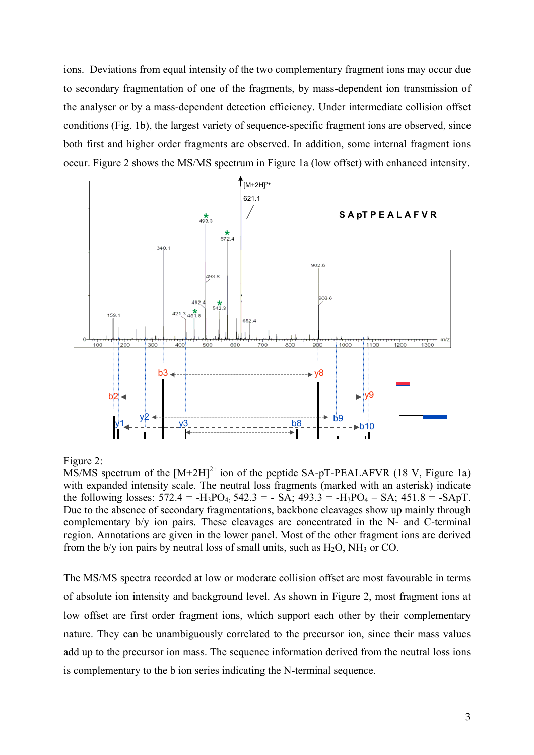ions. Deviations from equal intensity of the two complementary fragment ions may occur due to secondary fragmentation of one of the fragments, by mass-dependent ion transmission of the analyser or by a mass-dependent detection efficiency. Under intermediate collision offset conditions (Fig. 1b), the largest variety of sequence-specific fragment ions are observed, since both first and higher order fragments are observed. In addition, some internal fragment ions occur. Figure 2 shows the MS/MS spectrum in Figure 1a (low offset) with enhanced intensity.

Figure 2:
MS/MS spectrum of the $[M+2H]^{2+}$ ion of the peptide SA-pT-PEALAFVR (18 V, Figure 1a) with expanded intensity scale. The neutral loss fragments (marked with an asterisk) indicate the following losses: 572.4 = $-H_3PO_4$; 542.3 = - SA; 493.3 = $-H_3PO_4$ – SA; 451.8 = -SApT. Due to the absence of secondary fragmentations, backbone cleavages show up mainly through complementary b/y ion pairs. These cleavages are concentrated in the N- and C-terminal region. Annotations are given in the lower panel. Most of the other fragment ions are derived from the b/y ion pairs by neutral loss of small units, such as $H_2O$, $NH_3$ or CO.

The MS/MS spectra recorded at low or moderate collision offset are most favourable in terms of absolute ion intensity and background level. As shown in Figure 2, most fragment ions at low offset are first order fragment ions, which support each other by their complementary nature. They can be unambiguously correlated to the precursor ion, since their mass values add up to the precursor ion mass. The sequence information derived from the neutral loss ions is complementary to the b ion series indicating the N-terminal sequence.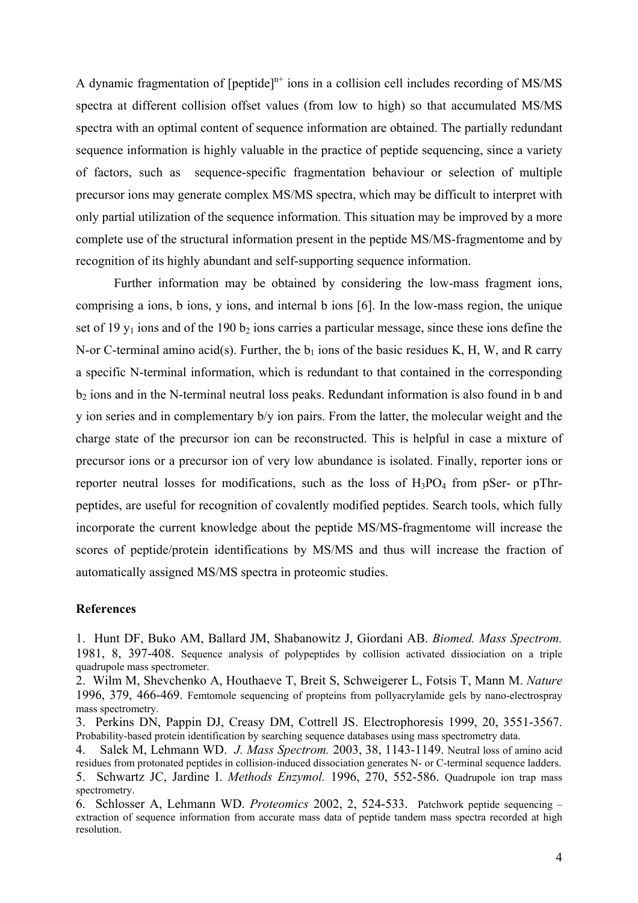A dynamic fragmentation of [peptide]$^{n+}$ ions in a collision cell includes recording of MS/MS spectra at different collision offset values (from low to high) so that accumulated MS/MS spectra with an optimal content of sequence information are obtained. The partially redundant sequence information is highly valuable in the practice of peptide sequencing, since a variety of factors, such as sequence-specific fragmentation behaviour or selection of multiple precursor ions may generate complex MS/MS spectra, which may be difficult to interpret with only partial utilization of the sequence information. This situation may be improved by a more complete use of the structural information present in the peptide MS/MS-fragmentome and by recognition of its highly abundant and self-supporting sequence information.

Further information may be obtained by considering the low-mass fragment ions, comprising a ions, b ions, y ions, and internal b ions [6]. In the low-mass region, the unique set of 19 $y_1$ ions and of the 190 $b_2$ ions carries a particular message, since these ions define the N-or C-terminal amino acid(s). Further, the $b_1$ ions of the basic residues K, H, W, and R carry a specific N-terminal information, which is redundant to that contained in the corresponding $b_2$ ions and in the N-terminal neutral loss peaks. Redundant information is also found in b and y ion series and in complementary b/y ion pairs. From the latter, the molecular weight and the charge state of the precursor ion can be reconstructed. This is helpful in case a mixture of precursor ions or a precursor ion of very low abundance is isolated. Finally, reporter ions or reporter neutral losses for modifications, such as the loss of $H_3PO_4$ from pSer- or pThr-peptides, are useful for recognition of covalently modified peptides. Search tools, which fully incorporate the current knowledge about the peptide MS/MS-fragmentome will increase the scores of peptide/protein identifications by MS/MS and thus will increase the fraction of automatically assigned MS/MS spectra in proteomic studies.

**References**

1. Hunt DF, Buko AM, Ballard JM, Shabanowitz J, Giordani AB. *Biomed. Mass Spectrom.* 1981, 8, 397-408. Sequence analysis of polypeptides by collision activated dissiociation on a triple quadrupole mass spectrometer.
2. Wilm M, Shevchenko A, Houthaeve T, Breit S, Schweigerer L, Fotsis T, Mann M. *Nature* 1996, 379, 466-469. Femtomole sequencing of propteins from pollyacrylamide gels by nano-electrospray mass spectrometry.
3. Perkins DN, Pappin DJ, Creasy DM, Cottrell JS. Electrophoresis 1999, 20, 3551-3567. Probability-based protein identification by searching sequence databases using mass spectrometry data.
4. Salek M, Lehmann WD. *J. Mass Spectrom.* 2003, 38, 1143-1149. Neutral loss of amino acid residues from protonated peptides in collision-induced dissociation generates N- or C-terminal sequence ladders.
5. Schwartz JC, Jardine I. *Methods Enzymol.* 1996, 270, 552-586. Quadrupole ion trap mass spectrometry.
6. Schlosser A, Lehmann WD. *Proteomics* 2002, 2, 524-533. Patchwork peptide sequencing – extraction of sequence information from accurate mass data of peptide tandem mass spectra recorded at high resolution.